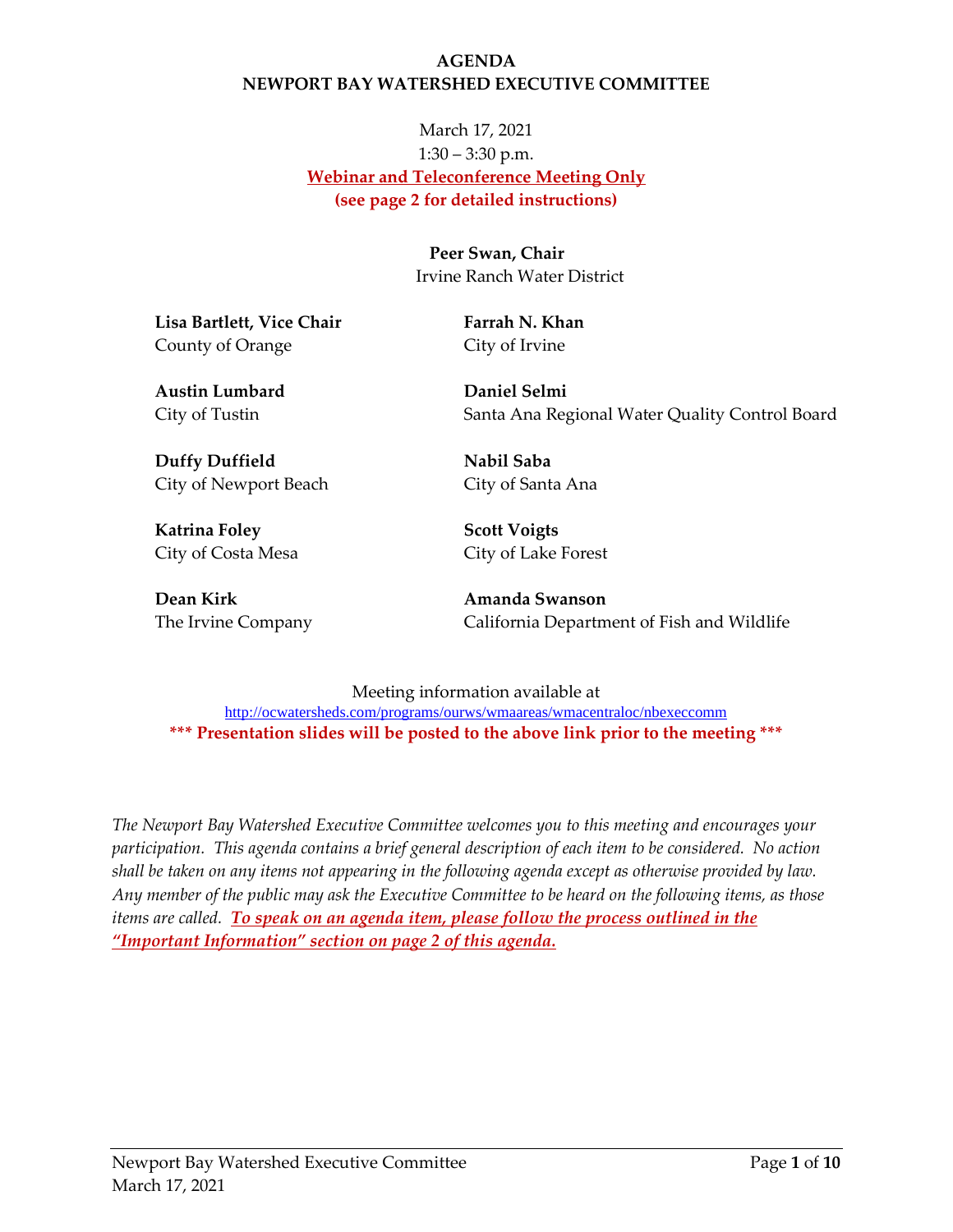# AGENDA
# NEWPORT BAY WATERSHED EXECUTIVE COMMITTEE

March 17, 2021
1:30 – 3:30 p.m.
**Webinar and Teleconference Meeting Only**
**(see page 2 for detailed instructions)**

**Peer Swan, Chair**
Irvine Ranch Water District

**Lisa Bartlett, Vice Chair**
County of Orange

**Farrah N. Khan**
City of Irvine

**Austin Lumbard**
City of Tustin

**Daniel Selmi**
Santa Ana Regional Water Quality Control Board

**Duffy Duffield**
City of Newport Beach

**Nabil Saba**
City of Santa Ana

**Katrina Foley**
City of Costa Mesa

**Scott Voigts**
City of Lake Forest

**Dean Kirk**
The Irvine Company

**Amanda Swanson**
California Department of Fish and Wildlife

Meeting information available at
http://ocwatersheds.com/programs/ourws/wmaareas/wmacentraloc/nbexeccomm
**\*\*\* Presentation slides will be posted to the above link prior to the meeting \*\*\***

*The Newport Bay Watershed Executive Committee welcomes you to this meeting and encourages your participation. This agenda contains a brief general description of each item to be considered. No action shall be taken on any items not appearing in the following agenda except as otherwise provided by law. Any member of the public may ask the Executive Committee to be heard on the following items, as those items are called.* ***To speak on an agenda item, please follow the process outlined in the "Important Information" section on page 2 of this agenda.***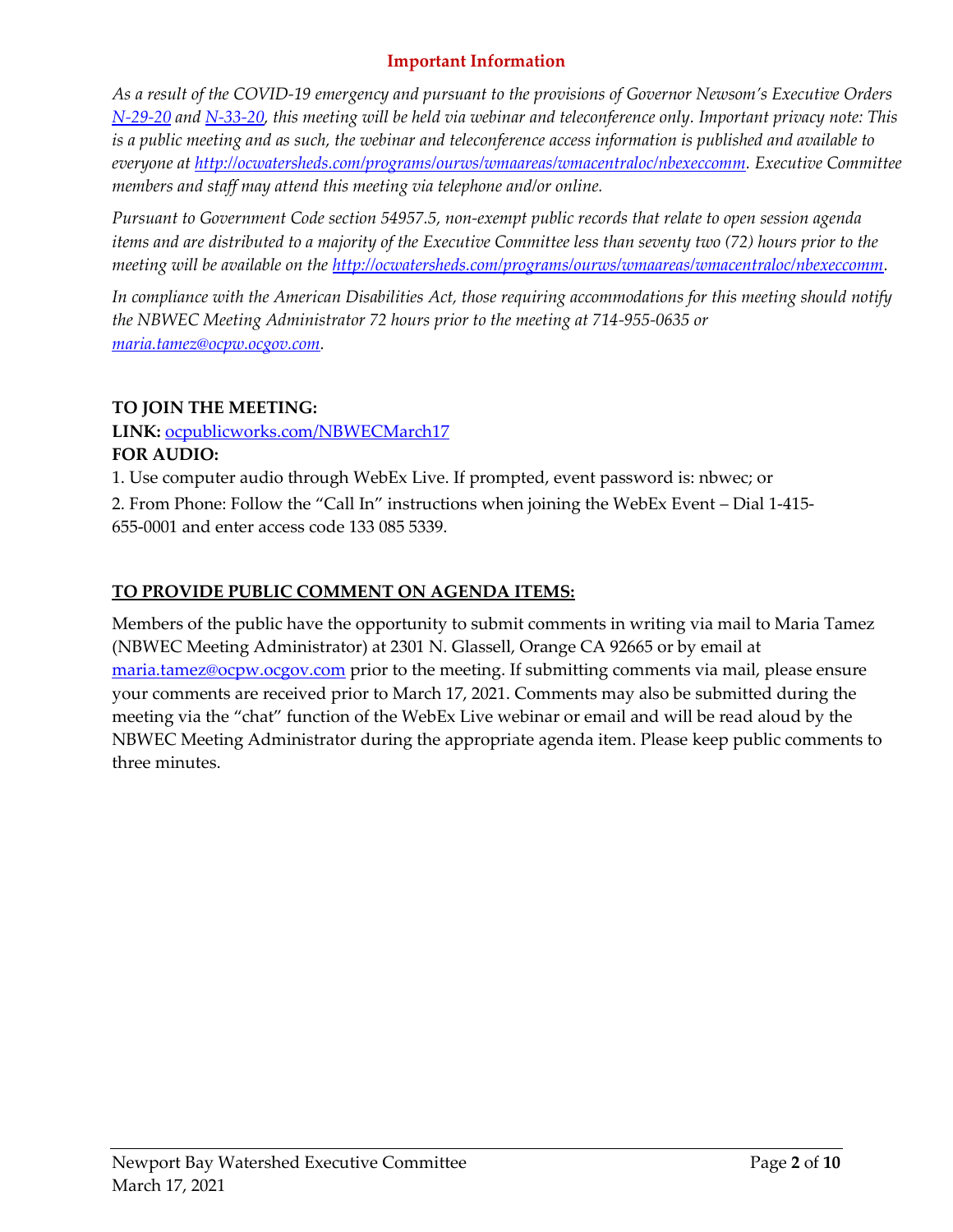## Important Information

*As a result of the COVID-19 emergency and pursuant to the provisions of Governor Newsom's Executive Orders [N-29-20](N-29-20) and [N-33-20](N-33-20), this meeting will be held via webinar and teleconference only. Important privacy note: This is a public meeting and as such, the webinar and teleconference access information is published and available to everyone at [http://ocwatersheds.com/programs/ourws/wmaareas/wmacentraloc/nbexeccomm](http://ocwatersheds.com/programs/ourws/wmaareas/wmacentraloc/nbexeccomm). Executive Committee members and staff may attend this meeting via telephone and/or online.*

*Pursuant to Government Code section 54957.5, non-exempt public records that relate to open session agenda items and are distributed to a majority of the Executive Committee less than seventy two (72) hours prior to the meeting will be available on the [http://ocwatersheds.com/programs/ourws/wmaareas/wmacentraloc/nbexeccomm](http://ocwatersheds.com/programs/ourws/wmaareas/wmacentraloc/nbexeccomm).*

*In compliance with the American Disabilities Act, those requiring accommodations for this meeting should notify the NBWEC Meeting Administrator 72 hours prior to the meeting at 714-955-0635 or [maria.tamez@ocpw.ocgov.com](mailto:maria.tamez@ocpw.ocgov.com).*

**TO JOIN THE MEETING:**

**LINK:** [ocpublicworks.com/NBWECMarch17](ocpublicworks.com/NBWECMarch17)

**FOR AUDIO:**

1. Use computer audio through WebEx Live. If prompted, event password is: nbwec; or
2. From Phone: Follow the "Call In" instructions when joining the WebEx Event – Dial 1-415-655-0001 and enter access code 133 085 5339.

**TO PROVIDE PUBLIC COMMENT ON AGENDA ITEMS:**

Members of the public have the opportunity to submit comments in writing via mail to Maria Tamez (NBWEC Meeting Administrator) at 2301 N. Glassell, Orange CA 92665 or by email at [maria.tamez@ocpw.ocgov.com](mailto:maria.tamez@ocpw.ocgov.com) prior to the meeting. If submitting comments via mail, please ensure your comments are received prior to March 17, 2021. Comments may also be submitted during the meeting via the "chat" function of the WebEx Live webinar or email and will be read aloud by the NBWEC Meeting Administrator during the appropriate agenda item. Please keep public comments to three minutes.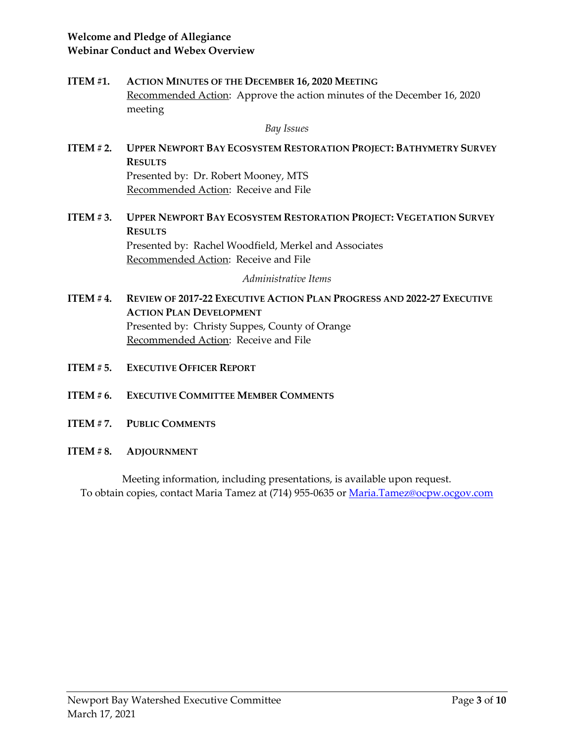**Welcome and Pledge of Allegiance**
**Webinar Conduct and Webex Overview**

**ITEM #1. ACTION MINUTES OF THE DECEMBER 16, 2020 MEETING**
Recommended Action: Approve the action minutes of the December 16, 2020 meeting

*Bay Issues*

**ITEM # 2. UPPER NEWPORT BAY ECOSYSTEM RESTORATION PROJECT: BATHYMETRY SURVEY RESULTS**
Presented by: Dr. Robert Mooney, MTS
Recommended Action: Receive and File

**ITEM # 3. UPPER NEWPORT BAY ECOSYSTEM RESTORATION PROJECT: VEGETATION SURVEY RESULTS**
Presented by: Rachel Woodfield, Merkel and Associates
Recommended Action: Receive and File

*Administrative Items*

**ITEM # 4. REVIEW OF 2017-22 EXECUTIVE ACTION PLAN PROGRESS AND 2022-27 EXECUTIVE ACTION PLAN DEVELOPMENT**
Presented by: Christy Suppes, County of Orange
Recommended Action: Receive and File

**ITEM # 5. EXECUTIVE OFFICER REPORT**

**ITEM # 6. EXECUTIVE COMMITTEE MEMBER COMMENTS**

**ITEM # 7. PUBLIC COMMENTS**

**ITEM # 8. ADJOURNMENT**

Meeting information, including presentations, is available upon request.
To obtain copies, contact Maria Tamez at (714) 955-0635 or Maria.Tamez@ocpw.ocgov.com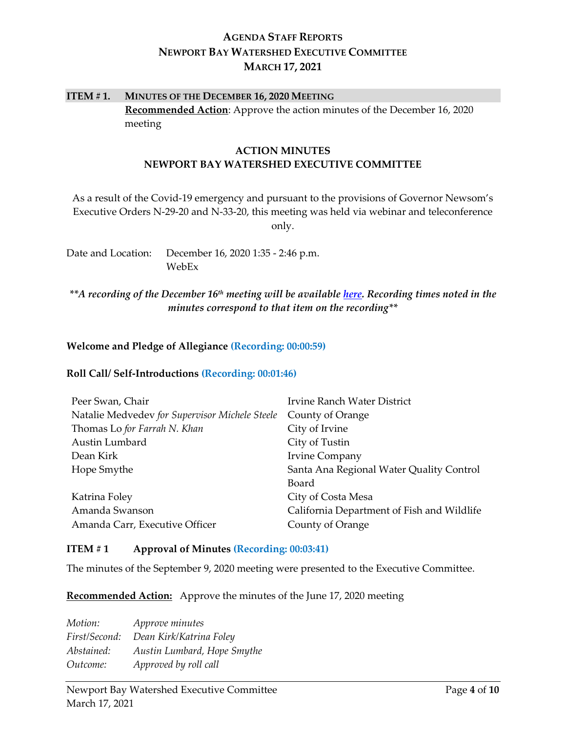# AGENDA STAFF REPORTS
# NEWPORT BAY WATERSHED EXECUTIVE COMMITTEE
# MARCH 17, 2021

## ITEM # 1. MINUTES OF THE DECEMBER 16, 2020 MEETING

**Recommended Action**: Approve the action minutes of the December 16, 2020 meeting

## ACTION MINUTES
## NEWPORT BAY WATERSHED EXECUTIVE COMMITTEE

As a result of the Covid-19 emergency and pursuant to the provisions of Governor Newsom's Executive Orders N-29-20 and N-33-20, this meeting was held via webinar and teleconference only.

Date and Location: December 16, 2020 1:35 - 2:46 p.m.
WebEx

***\*\*A recording of the December 16th meeting will be available here. Recording times noted in the minutes correspond to that item on the recording\*\****

**Welcome and Pledge of Allegiance (Recording: 00:00:59)**

**Roll Call/ Self-Introductions (Recording: 00:01:46)**

| | |
|---|---|
| Peer Swan, Chair | Irvine Ranch Water District |
| Natalie Medvedev *for Supervisor Michele Steele* | County of Orange |
| Thomas Lo *for Farrah N. Khan* | City of Irvine |
| Austin Lumbard | City of Tustin |
| Dean Kirk | Irvine Company |
| Hope Smythe | Santa Ana Regional Water Quality Control Board |
| Katrina Foley | City of Costa Mesa |
| Amanda Swanson | California Department of Fish and Wildlife |
| Amanda Carr, Executive Officer | County of Orange |

**ITEM # 1 Approval of Minutes (Recording: 00:03:41)**

The minutes of the September 9, 2020 meeting were presented to the Executive Committee.

**Recommended Action:** Approve the minutes of the June 17, 2020 meeting

*Motion:* *Approve minutes*
*First/Second:* *Dean Kirk/Katrina Foley*
*Abstained:* *Austin Lumbard, Hope Smythe*
*Outcome:* *Approved by roll call*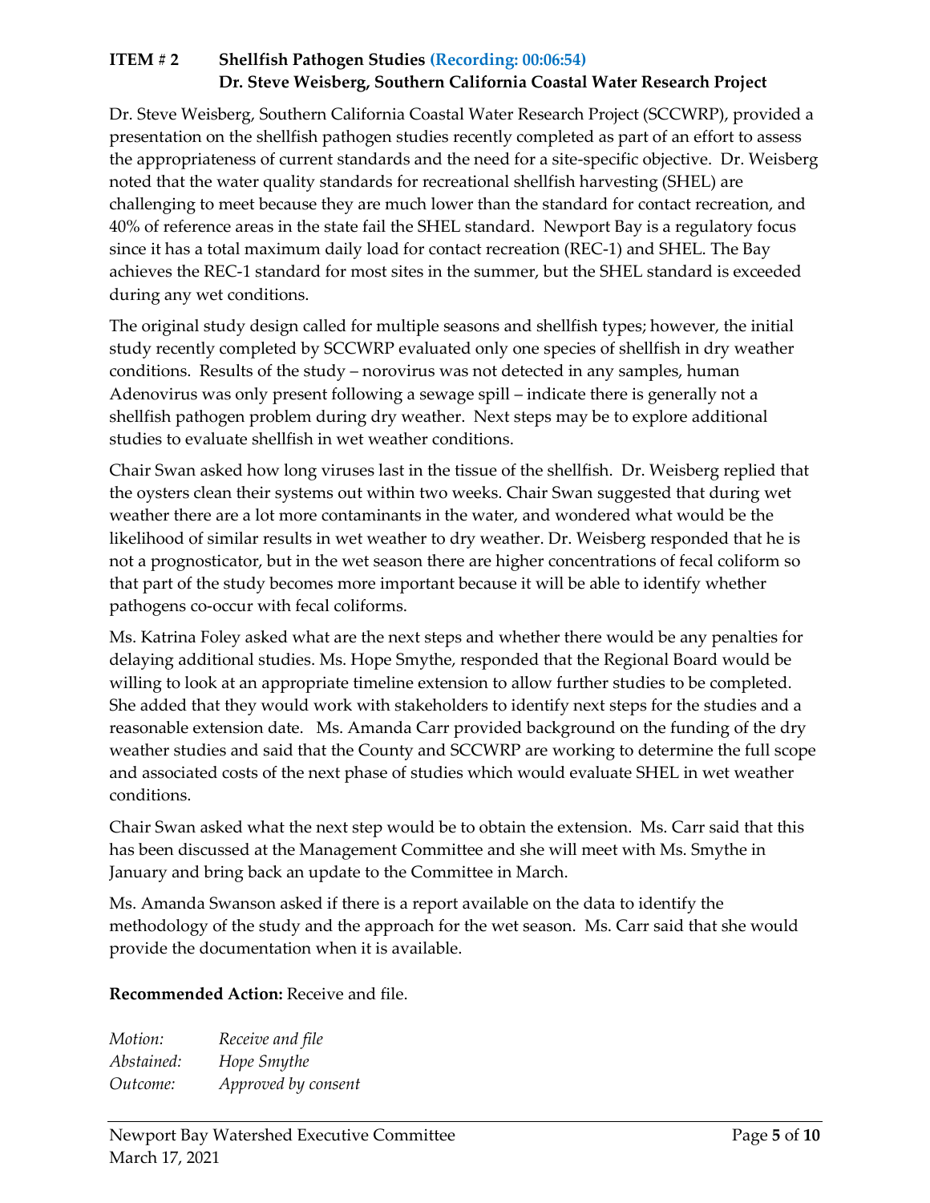**ITEM # 2 Shellfish Pathogen Studies (Recording: 00:06:54)**
**Dr. Steve Weisberg, Southern California Coastal Water Research Project**

Dr. Steve Weisberg, Southern California Coastal Water Research Project (SCCWRP), provided a presentation on the shellfish pathogen studies recently completed as part of an effort to assess the appropriateness of current standards and the need for a site-specific objective. Dr. Weisberg noted that the water quality standards for recreational shellfish harvesting (SHEL) are challenging to meet because they are much lower than the standard for contact recreation, and 40% of reference areas in the state fail the SHEL standard. Newport Bay is a regulatory focus since it has a total maximum daily load for contact recreation (REC-1) and SHEL. The Bay achieves the REC-1 standard for most sites in the summer, but the SHEL standard is exceeded during any wet conditions.

The original study design called for multiple seasons and shellfish types; however, the initial study recently completed by SCCWRP evaluated only one species of shellfish in dry weather conditions. Results of the study – norovirus was not detected in any samples, human Adenovirus was only present following a sewage spill – indicate there is generally not a shellfish pathogen problem during dry weather. Next steps may be to explore additional studies to evaluate shellfish in wet weather conditions.

Chair Swan asked how long viruses last in the tissue of the shellfish. Dr. Weisberg replied that the oysters clean their systems out within two weeks. Chair Swan suggested that during wet weather there are a lot more contaminants in the water, and wondered what would be the likelihood of similar results in wet weather to dry weather. Dr. Weisberg responded that he is not a prognosticator, but in the wet season there are higher concentrations of fecal coliform so that part of the study becomes more important because it will be able to identify whether pathogens co-occur with fecal coliforms.

Ms. Katrina Foley asked what are the next steps and whether there would be any penalties for delaying additional studies. Ms. Hope Smythe, responded that the Regional Board would be willing to look at an appropriate timeline extension to allow further studies to be completed. She added that they would work with stakeholders to identify next steps for the studies and a reasonable extension date. Ms. Amanda Carr provided background on the funding of the dry weather studies and said that the County and SCCWRP are working to determine the full scope and associated costs of the next phase of studies which would evaluate SHEL in wet weather conditions.

Chair Swan asked what the next step would be to obtain the extension. Ms. Carr said that this has been discussed at the Management Committee and she will meet with Ms. Smythe in January and bring back an update to the Committee in March.

Ms. Amanda Swanson asked if there is a report available on the data to identify the methodology of the study and the approach for the wet season. Ms. Carr said that she would provide the documentation when it is available.

**Recommended Action:** Receive and file.

*Motion:* *Receive and file*
*Abstained:* *Hope Smythe*
*Outcome:* *Approved by consent*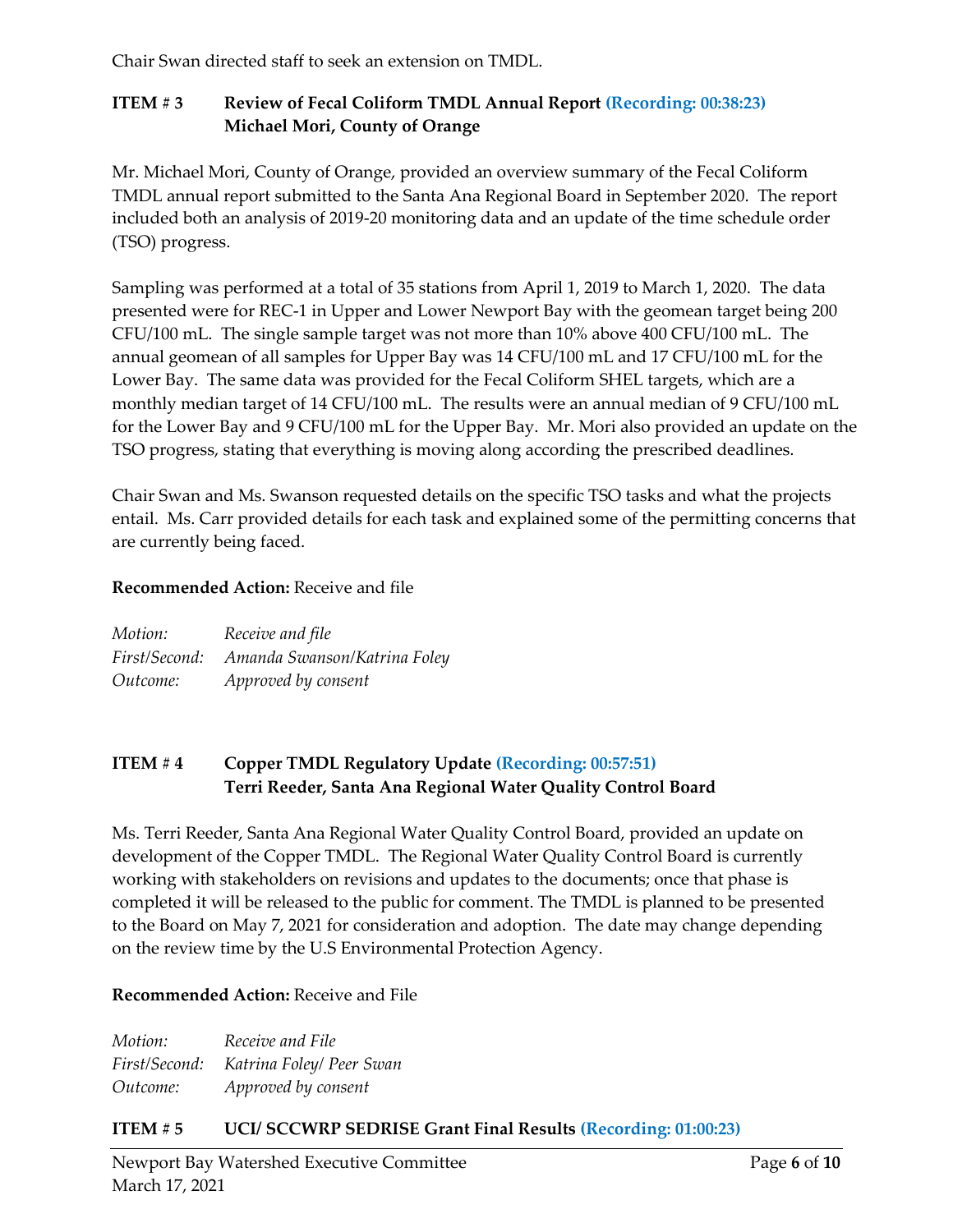Chair Swan directed staff to seek an extension on TMDL.

**ITEM # 3 Review of Fecal Coliform TMDL Annual Report (Recording: 00:38:23)**
**Michael Mori, County of Orange**

Mr. Michael Mori, County of Orange, provided an overview summary of the Fecal Coliform TMDL annual report submitted to the Santa Ana Regional Board in September 2020. The report included both an analysis of 2019-20 monitoring data and an update of the time schedule order (TSO) progress.

Sampling was performed at a total of 35 stations from April 1, 2019 to March 1, 2020. The data presented were for REC-1 in Upper and Lower Newport Bay with the geomean target being 200 CFU/100 mL. The single sample target was not more than 10% above 400 CFU/100 mL. The annual geomean of all samples for Upper Bay was 14 CFU/100 mL and 17 CFU/100 mL for the Lower Bay. The same data was provided for the Fecal Coliform SHEL targets, which are a monthly median target of 14 CFU/100 mL. The results were an annual median of 9 CFU/100 mL for the Lower Bay and 9 CFU/100 mL for the Upper Bay. Mr. Mori also provided an update on the TSO progress, stating that everything is moving along according the prescribed deadlines.

Chair Swan and Ms. Swanson requested details on the specific TSO tasks and what the projects entail. Ms. Carr provided details for each task and explained some of the permitting concerns that are currently being faced.

**Recommended Action:** Receive and file

*Motion:* *Receive and file*
*First/Second:* *Amanda Swanson/Katrina Foley*
*Outcome:* *Approved by consent*

**ITEM # 4 Copper TMDL Regulatory Update (Recording: 00:57:51)**
**Terri Reeder, Santa Ana Regional Water Quality Control Board**

Ms. Terri Reeder, Santa Ana Regional Water Quality Control Board, provided an update on development of the Copper TMDL. The Regional Water Quality Control Board is currently working with stakeholders on revisions and updates to the documents; once that phase is completed it will be released to the public for comment. The TMDL is planned to be presented to the Board on May 7, 2021 for consideration and adoption. The date may change depending on the review time by the U.S Environmental Protection Agency.

**Recommended Action:** Receive and File

*Motion:* *Receive and File*
*First/Second:* *Katrina Foley/ Peer Swan*
*Outcome:* *Approved by consent*

**ITEM # 5 UCI/ SCCWRP SEDRISE Grant Final Results (Recording: 01:00:23)**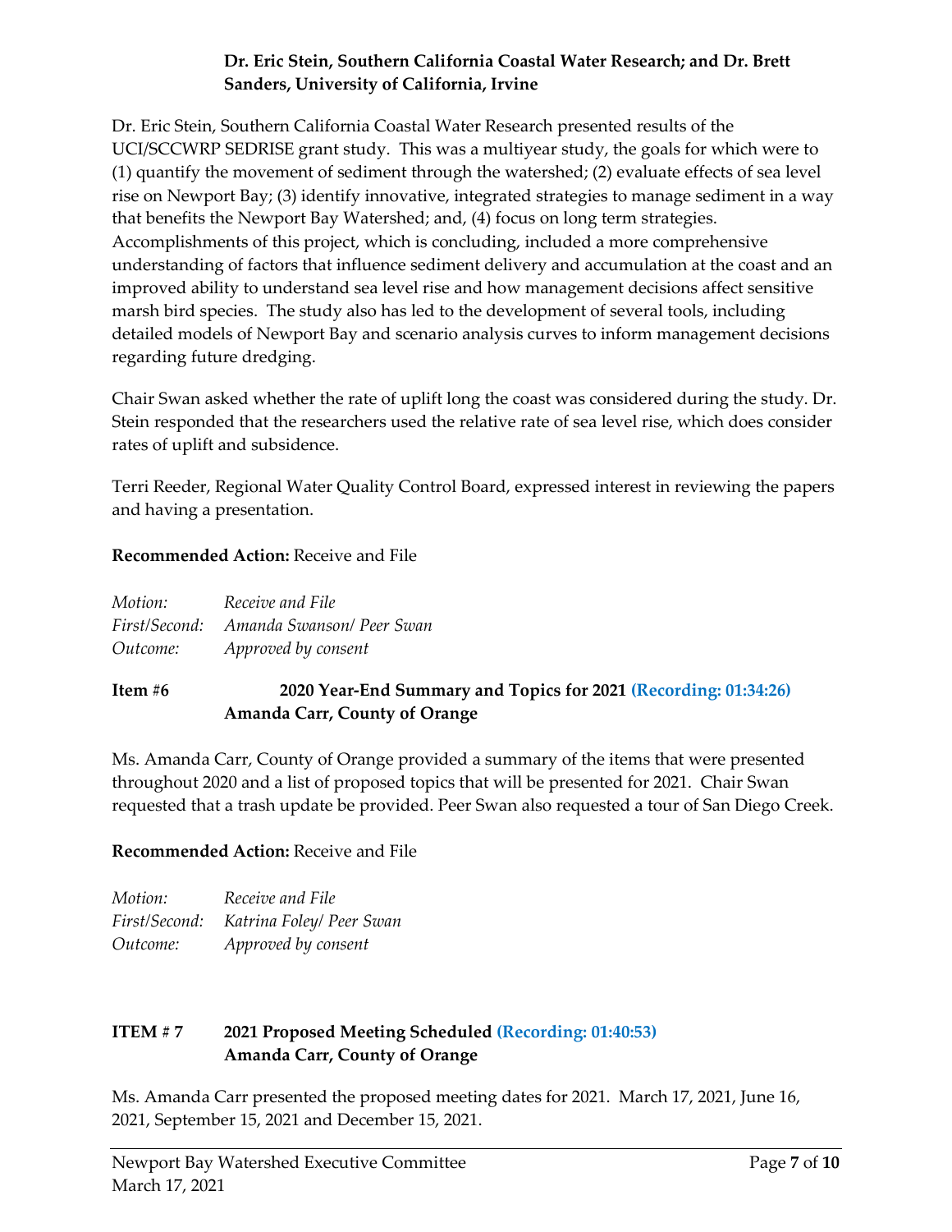**Dr. Eric Stein, Southern California Coastal Water Research; and Dr. Brett Sanders, University of California, Irvine**

Dr. Eric Stein, Southern California Coastal Water Research presented results of the UCI/SCCWRP SEDRISE grant study. This was a multiyear study, the goals for which were to (1) quantify the movement of sediment through the watershed; (2) evaluate effects of sea level rise on Newport Bay; (3) identify innovative, integrated strategies to manage sediment in a way that benefits the Newport Bay Watershed; and, (4) focus on long term strategies. Accomplishments of this project, which is concluding, included a more comprehensive understanding of factors that influence sediment delivery and accumulation at the coast and an improved ability to understand sea level rise and how management decisions affect sensitive marsh bird species. The study also has led to the development of several tools, including detailed models of Newport Bay and scenario analysis curves to inform management decisions regarding future dredging.

Chair Swan asked whether the rate of uplift long the coast was considered during the study. Dr. Stein responded that the researchers used the relative rate of sea level rise, which does consider rates of uplift and subsidence.

Terri Reeder, Regional Water Quality Control Board, expressed interest in reviewing the papers and having a presentation.

**Recommended Action:** Receive and File

*Motion:* *Receive and File*
*First/Second:* *Amanda Swanson/ Peer Swan*
*Outcome:* *Approved by consent*

**Item #6** **2020 Year-End Summary and Topics for 2021 (Recording: 01:34:26)**
**Amanda Carr, County of Orange**

Ms. Amanda Carr, County of Orange provided a summary of the items that were presented throughout 2020 and a list of proposed topics that will be presented for 2021. Chair Swan requested that a trash update be provided. Peer Swan also requested a tour of San Diego Creek.

**Recommended Action:** Receive and File

*Motion:* *Receive and File*
*First/Second:* *Katrina Foley/ Peer Swan*
*Outcome:* *Approved by consent*

**ITEM # 7** **2021 Proposed Meeting Scheduled (Recording: 01:40:53)**
**Amanda Carr, County of Orange**

Ms. Amanda Carr presented the proposed meeting dates for 2021. March 17, 2021, June 16, 2021, September 15, 2021 and December 15, 2021.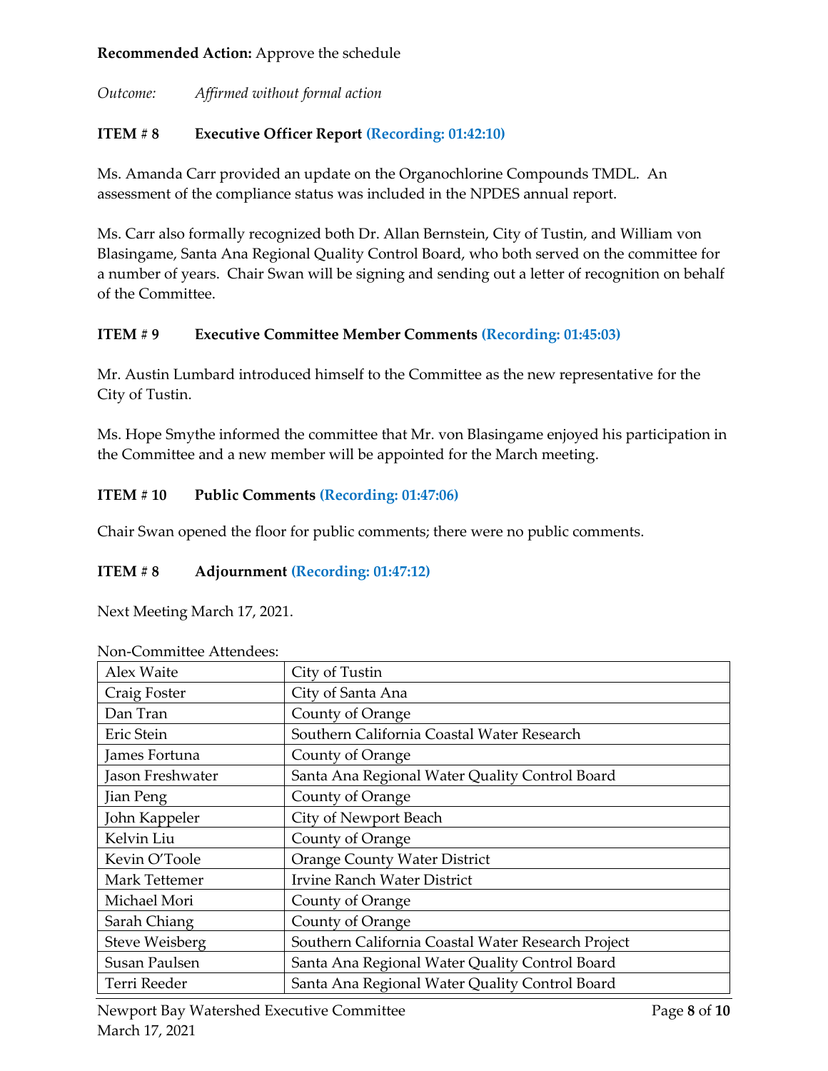**Recommended Action:** Approve the schedule

*Outcome: Affirmed without formal action*

**ITEM # 8 Executive Officer Report (Recording: 01:42:10)**

Ms. Amanda Carr provided an update on the Organochlorine Compounds TMDL. An assessment of the compliance status was included in the NPDES annual report.

Ms. Carr also formally recognized both Dr. Allan Bernstein, City of Tustin, and William von Blasingame, Santa Ana Regional Quality Control Board, who both served on the committee for a number of years. Chair Swan will be signing and sending out a letter of recognition on behalf of the Committee.

**ITEM # 9 Executive Committee Member Comments (Recording: 01:45:03)**

Mr. Austin Lumbard introduced himself to the Committee as the new representative for the City of Tustin.

Ms. Hope Smythe informed the committee that Mr. von Blasingame enjoyed his participation in the Committee and a new member will be appointed for the March meeting.

**ITEM # 10 Public Comments (Recording: 01:47:06)**

Chair Swan opened the floor for public comments; there were no public comments.

**ITEM # 8 Adjournment (Recording: 01:47:12)**

Next Meeting March 17, 2021.

Non-Committee Attendees:

| | |
|---|---|
| Alex Waite | City of Tustin |
| Craig Foster | City of Santa Ana |
| Dan Tran | County of Orange |
| Eric Stein | Southern California Coastal Water Research |
| James Fortuna | County of Orange |
| Jason Freshwater | Santa Ana Regional Water Quality Control Board |
| Jian Peng | County of Orange |
| John Kappeler | City of Newport Beach |
| Kelvin Liu | County of Orange |
| Kevin O'Toole | Orange County Water District |
| Mark Tettemer | Irvine Ranch Water District |
| Michael Mori | County of Orange |
| Sarah Chiang | County of Orange |
| Steve Weisberg | Southern California Coastal Water Research Project |
| Susan Paulsen | Santa Ana Regional Water Quality Control Board |
| Terri Reeder | Santa Ana Regional Water Quality Control Board |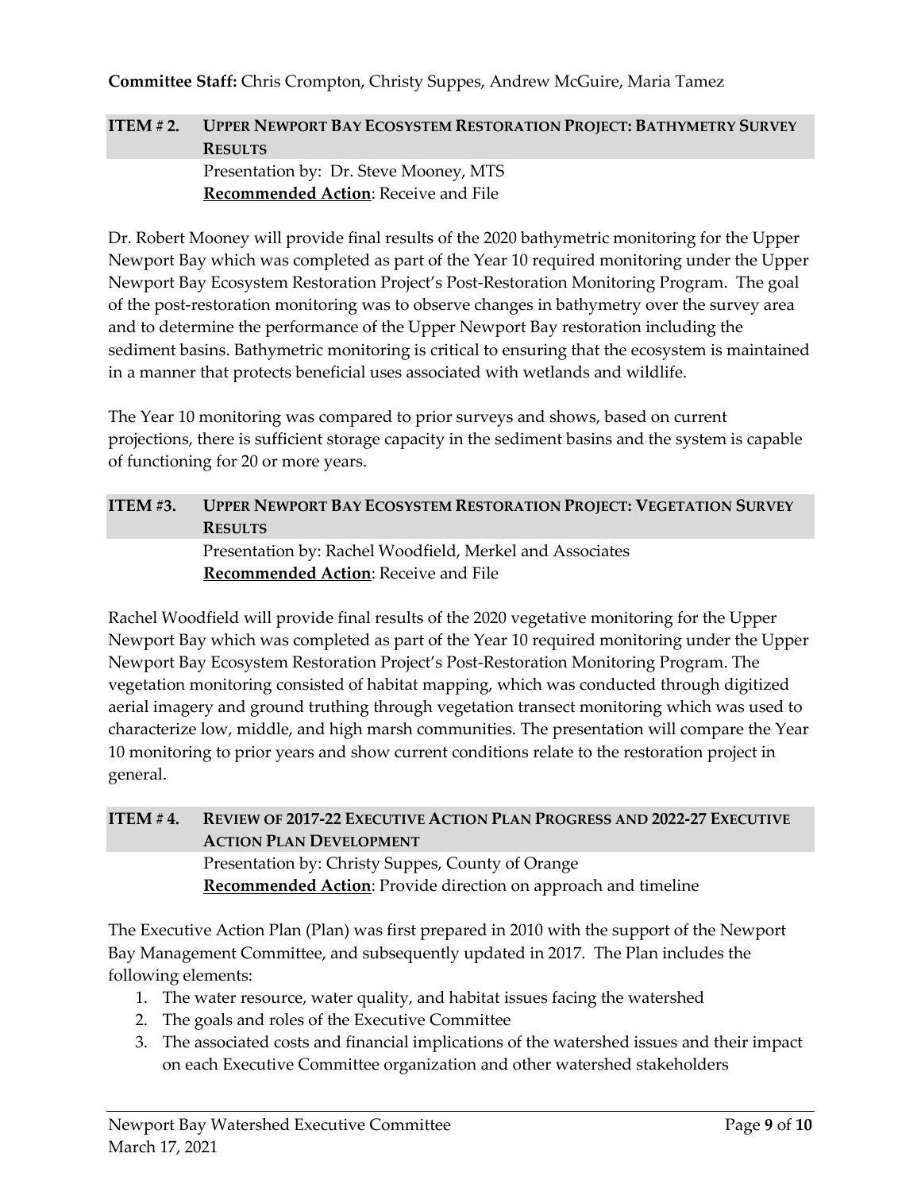**Committee Staff:** Chris Crompton, Christy Suppes, Andrew McGuire, Maria Tamez

## ITEM # 2. UPPER NEWPORT BAY ECOSYSTEM RESTORATION PROJECT: BATHYMETRY SURVEY RESULTS

Presentation by: Dr. Steve Mooney, MTS
**Recommended Action**: Receive and File

Dr. Robert Mooney will provide final results of the 2020 bathymetric monitoring for the Upper Newport Bay which was completed as part of the Year 10 required monitoring under the Upper Newport Bay Ecosystem Restoration Project's Post-Restoration Monitoring Program. The goal of the post-restoration monitoring was to observe changes in bathymetry over the survey area and to determine the performance of the Upper Newport Bay restoration including the sediment basins. Bathymetric monitoring is critical to ensuring that the ecosystem is maintained in a manner that protects beneficial uses associated with wetlands and wildlife.

The Year 10 monitoring was compared to prior surveys and shows, based on current projections, there is sufficient storage capacity in the sediment basins and the system is capable of functioning for 20 or more years.

## ITEM #3. UPPER NEWPORT BAY ECOSYSTEM RESTORATION PROJECT: VEGETATION SURVEY RESULTS

Presentation by: Rachel Woodfield, Merkel and Associates
**Recommended Action**: Receive and File

Rachel Woodfield will provide final results of the 2020 vegetative monitoring for the Upper Newport Bay which was completed as part of the Year 10 required monitoring under the Upper Newport Bay Ecosystem Restoration Project's Post-Restoration Monitoring Program. The vegetation monitoring consisted of habitat mapping, which was conducted through digitized aerial imagery and ground truthing through vegetation transect monitoring which was used to characterize low, middle, and high marsh communities. The presentation will compare the Year 10 monitoring to prior years and show current conditions relate to the restoration project in general.

## ITEM # 4. REVIEW OF 2017-22 EXECUTIVE ACTION PLAN PROGRESS AND 2022-27 EXECUTIVE ACTION PLAN DEVELOPMENT

Presentation by: Christy Suppes, County of Orange
**Recommended Action**: Provide direction on approach and timeline

The Executive Action Plan (Plan) was first prepared in 2010 with the support of the Newport Bay Management Committee, and subsequently updated in 2017. The Plan includes the following elements:

1. The water resource, water quality, and habitat issues facing the watershed
2. The goals and roles of the Executive Committee
3. The associated costs and financial implications of the watershed issues and their impact on each Executive Committee organization and other watershed stakeholders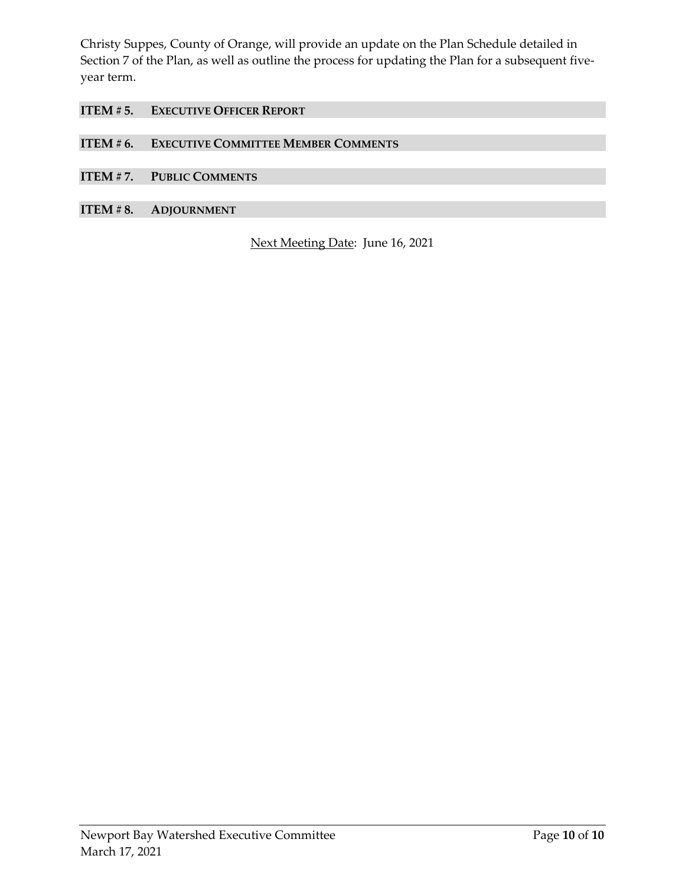Christy Suppes, County of Orange, will provide an update on the Plan Schedule detailed in Section 7 of the Plan, as well as outline the process for updating the Plan for a subsequent five-year term.

**ITEM # 5. EXECUTIVE OFFICER REPORT**

**ITEM # 6. EXECUTIVE COMMITTEE MEMBER COMMENTS**

**ITEM # 7. PUBLIC COMMENTS**

**ITEM # 8. ADJOURNMENT**

Next Meeting Date: June 16, 2021